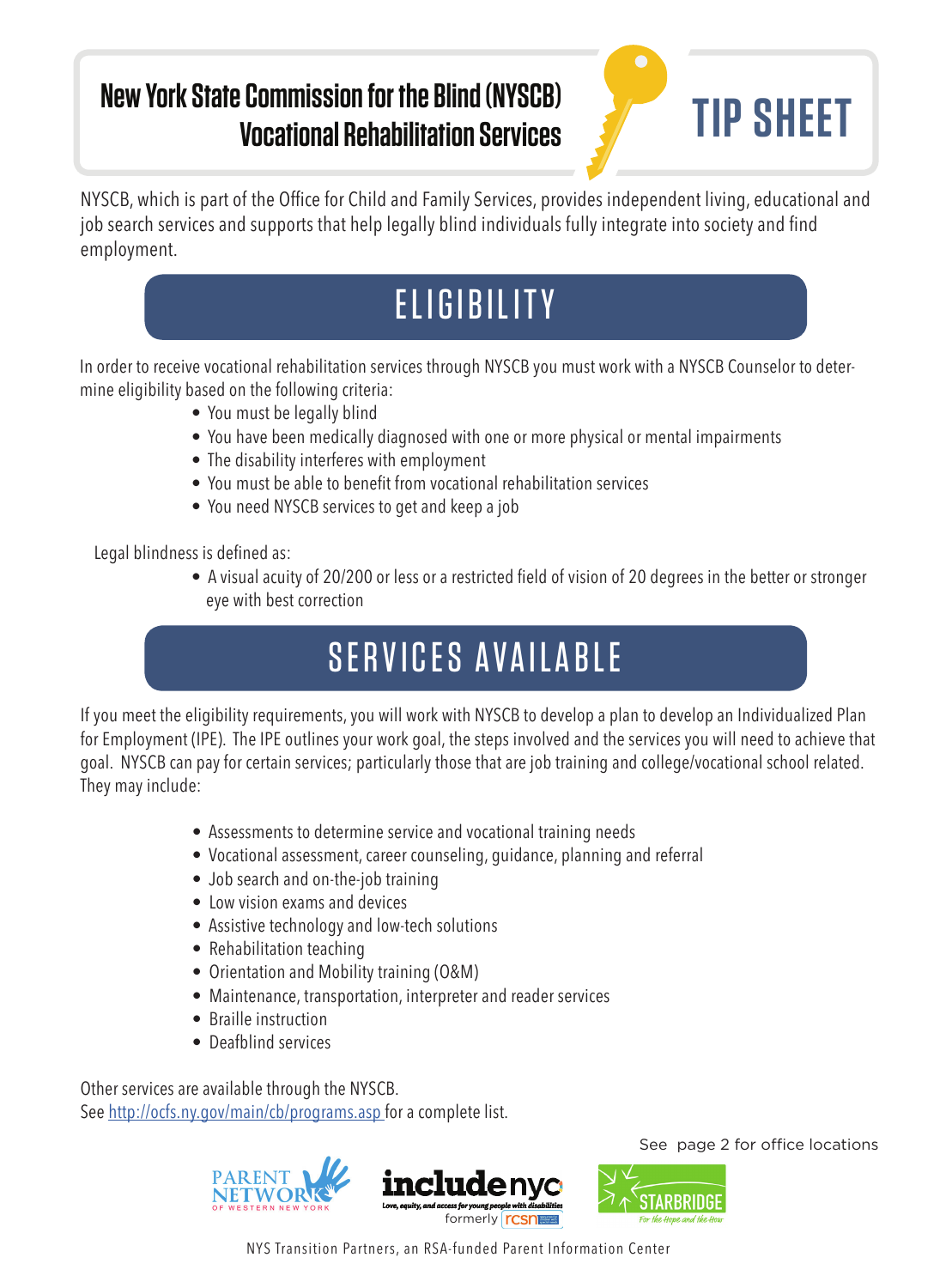# New York State Commission for the Blind (NYSCB) Vocational Rehabilitation Services

**TIP SHEET**

NYSCB, which is part of the Office for Child and Family Services, provides independent living, educational and job search services and supports that help legally blind individuals fully integrate into society and find employment.

## ELIGIBILITY

In order to receive vocational rehabilitation services through NYSCB you must work with a NYSCB Counselor to determine eligibility based on the following criteria:

- You must be legally blind
- You have been medically diagnosed with one or more physical or mental impairments
- The disability interferes with employment
- You must be able to benefit from vocational rehabilitation services
- You need NYSCB services to get and keep a job

Legal blindness is defined as:

- A visual acuity of 20/200 or less or a restricted field of vision of 20 degrees in the better or stronger eye with best correction

## SERVICES AVAILABLE

If you meet the eligibility requirements, you will work with NYSCB to develop a plan to develop an Individualized Plan for Employment (IPE). The IPE outlines your work goal, the steps involved and the services you will need to achieve that goal. NYSCB can pay for certain services; particularly those that are job training and college/vocational school related. They may include:

- Assessments to determine service and vocational training needs
- Vocational assessment, career counseling, guidance, planning and referral
- Job search and on-the-job training
- Low vision exams and devices
- Assistive technology and low-tech solutions
- Rehabilitation teaching
- Orientation and Mobility training (O&M)
- Maintenance, transportation, interpreter and reader services
- Braille instruction
- Deafblind services

Other services are available through the NYSCB.
See http://ocfs.ny.gov/main/cb/programs.asp for a complete list.

See page 2 for office locations

PARENT NETWORK OF WESTERN NEW YORK | includenyc — Love, equity, and access for young people with disabilities — formerly rcsn | STARBRIDGE — For the Hope and the How

NYS Transition Partners, an RSA-funded Parent Information Center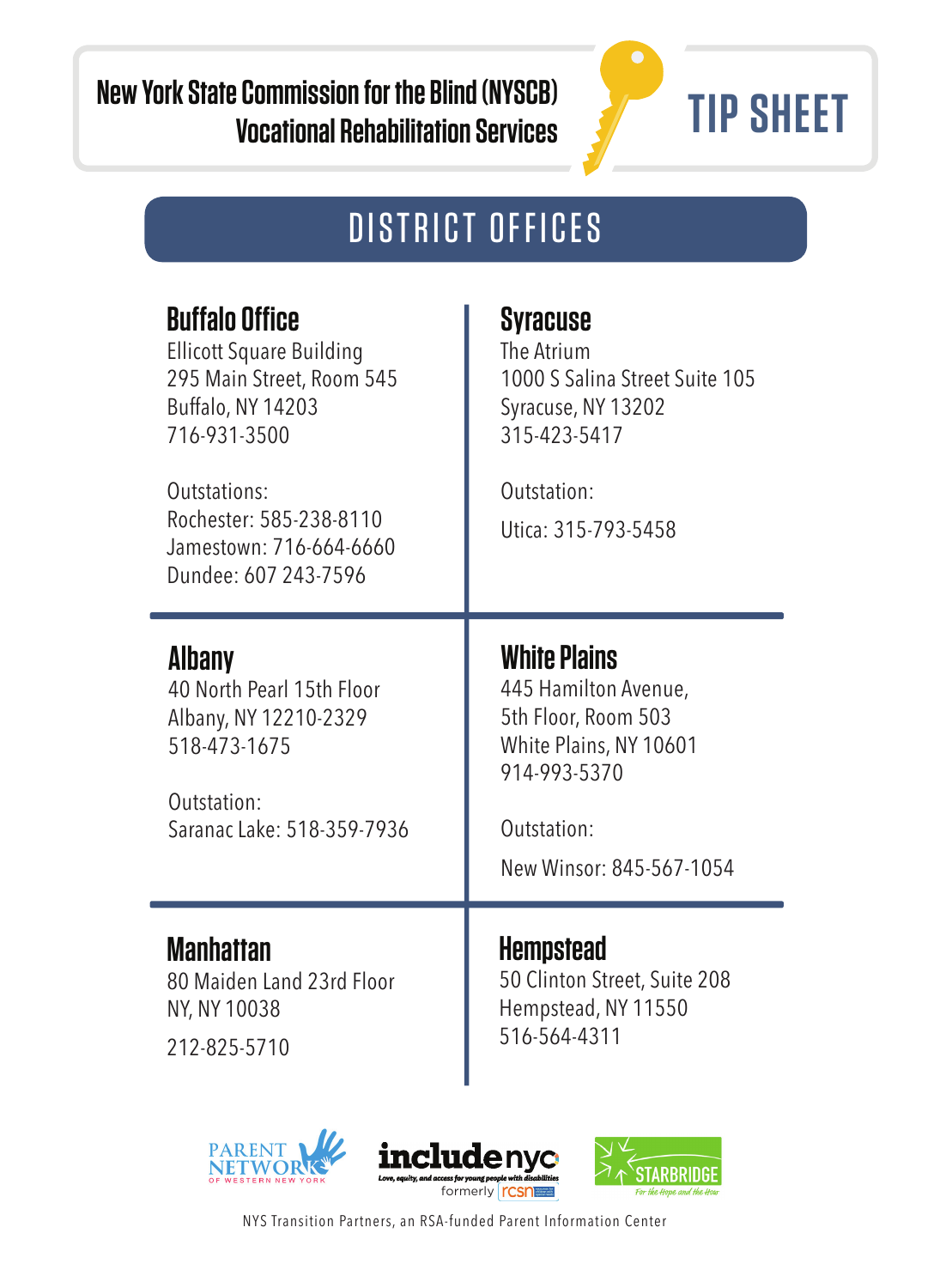New York State Commission for the Blind (NYSCB)
Vocational Rehabilitation Services

# TIP SHEET

## DISTRICT OFFICES

### Buffalo Office

Ellicott Square Building
295 Main Street, Room 545
Buffalo, NY 14203
716-931-3500

Outstations:
Rochester: 585-238-8110
Jamestown: 716-664-6660
Dundee: 607 243-7596

### Syracuse

The Atrium
1000 S Salina Street Suite 105
Syracuse, NY 13202
315-423-5417

Outstation:

Utica: 315-793-5458

### Albany

40 North Pearl 15th Floor
Albany, NY 12210-2329
518-473-1675

Outstation:
Saranac Lake: 518-359-7936

### White Plains

445 Hamilton Avenue,
5th Floor, Room 503
White Plains, NY 10601
914-993-5370

Outstation:

New Winsor: 845-567-1054

### Manhattan

80 Maiden Land 23rd Floor
NY, NY 10038

212-825-5710

### Hempstead

50 Clinton Street, Suite 208
Hempstead, NY 11550
516-564-4311

PARENT NETWORK OF WESTERN NEW YORK

includenyc — Love, equity, and access for young people with disabilities — formerly rcsn

STARBRIDGE — For the Hope and the How

NYS Transition Partners, an RSA-funded Parent Information Center